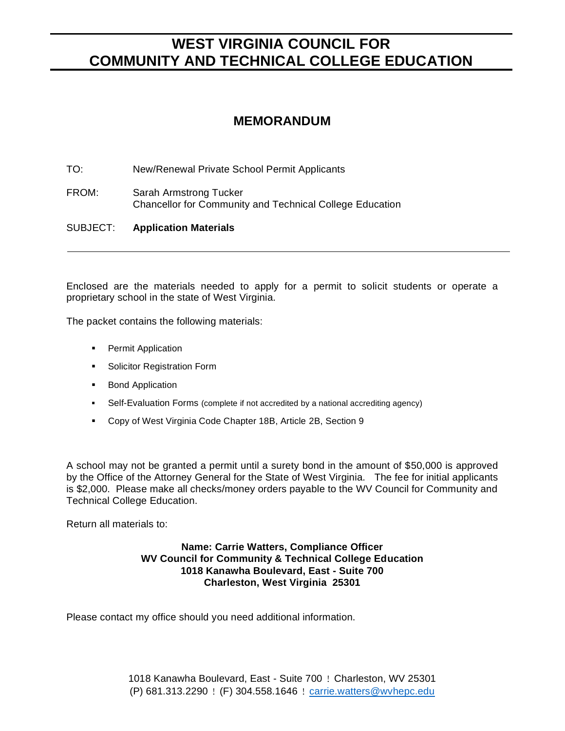# WEST VIRGINIA COUNCIL FOR COMMUNITY AND TECHNICAL COLLEGE EDUCATION

## MEMORANDUM

TO: New/Renewal Private School Permit Applicants

FROM: Sarah Armstrong Tucker
Chancellor for Community and Technical College Education

SUBJECT: **Application Materials**

---

Enclosed are the materials needed to apply for a permit to solicit students or operate a proprietary school in the state of West Virginia.

The packet contains the following materials:

- Permit Application
- Solicitor Registration Form
- Bond Application
- Self-Evaluation Forms (complete if not accredited by a national accrediting agency)
- Copy of West Virginia Code Chapter 18B, Article 2B, Section 9

A school may not be granted a permit until a surety bond in the amount of $50,000 is approved by the Office of the Attorney General for the State of West Virginia. The fee for initial applicants is $2,000. Please make all checks/money orders payable to the WV Council for Community and Technical College Education.

Return all materials to:

**Name: Carrie Watters, Compliance Officer**
**WV Council for Community & Technical College Education**
**1018 Kanawha Boulevard, East - Suite 700**
**Charleston, West Virginia 25301**

Please contact my office should you need additional information.

1018 Kanawha Boulevard, East - Suite 700 ! Charleston, WV 25301
(P) 681.313.2290 ! (F) 304.558.1646 ! carrie.watters@wvhepc.edu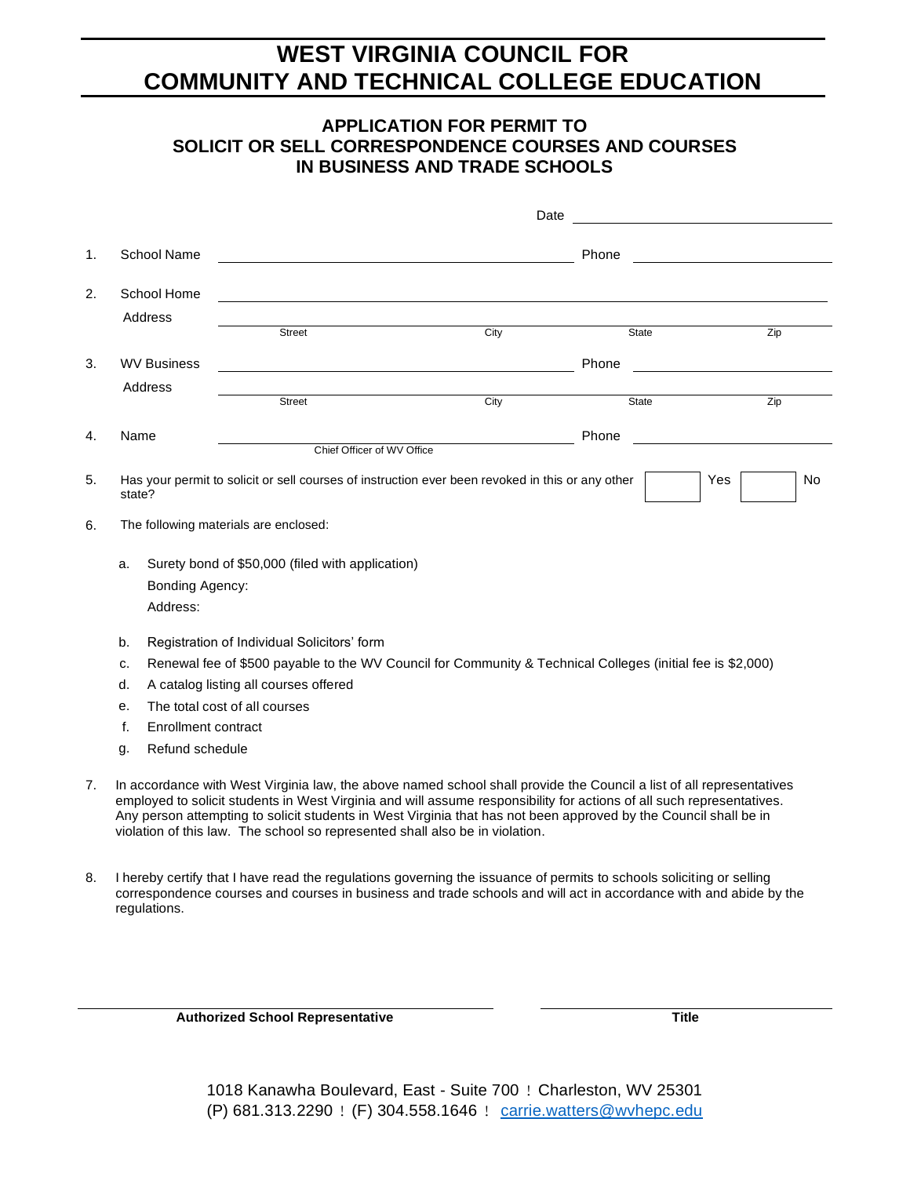# WEST VIRGINIA COUNCIL FOR COMMUNITY AND TECHNICAL COLLEGE EDUCATION

## APPLICATION FOR PERMIT TO SOLICIT OR SELL CORRESPONDENCE COURSES AND COURSES IN BUSINESS AND TRADE SCHOOLS

Date ____________________

1. School Name ______________________________ Phone ______________

2. School Home Address ______________________________

   Street | City | State | Zip

3. WV Business Address ______________________________ Phone ______________

   Street | City | State | Zip

4. Name ______________________________ Phone ______________

   Chief Officer of WV Office

5. Has your permit to solicit or sell courses of instruction ever been revoked in this or any other state? ☐ Yes ☐ No

6. The following materials are enclosed:

   a. Surety bond of $50,000 (filed with application)
      Bonding Agency:
      Address:

   b. Registration of Individual Solicitors' form
   c. Renewal fee of $500 payable to the WV Council for Community & Technical Colleges (initial fee is $2,000)
   d. A catalog listing all courses offered
   e. The total cost of all courses
   f. Enrollment contract
   g. Refund schedule

7. In accordance with West Virginia law, the above named school shall provide the Council a list of all representatives employed to solicit students in West Virginia and will assume responsibility for actions of all such representatives. Any person attempting to solicit students in West Virginia that has not been approved by the Council shall be in violation of this law. The school so represented shall also be in violation.

8. I hereby certify that I have read the regulations governing the issuance of permits to schools soliciting or selling correspondence courses and courses in business and trade schools and will act in accordance with and abide by the regulations.

______________________________ ______________________________

**Authorized School Representative** **Title**

1018 Kanawha Boulevard, East - Suite 700 ! Charleston, WV 25301
(P) 681.313.2290 ! (F) 304.558.1646 ! carrie.watters@wvhepc.edu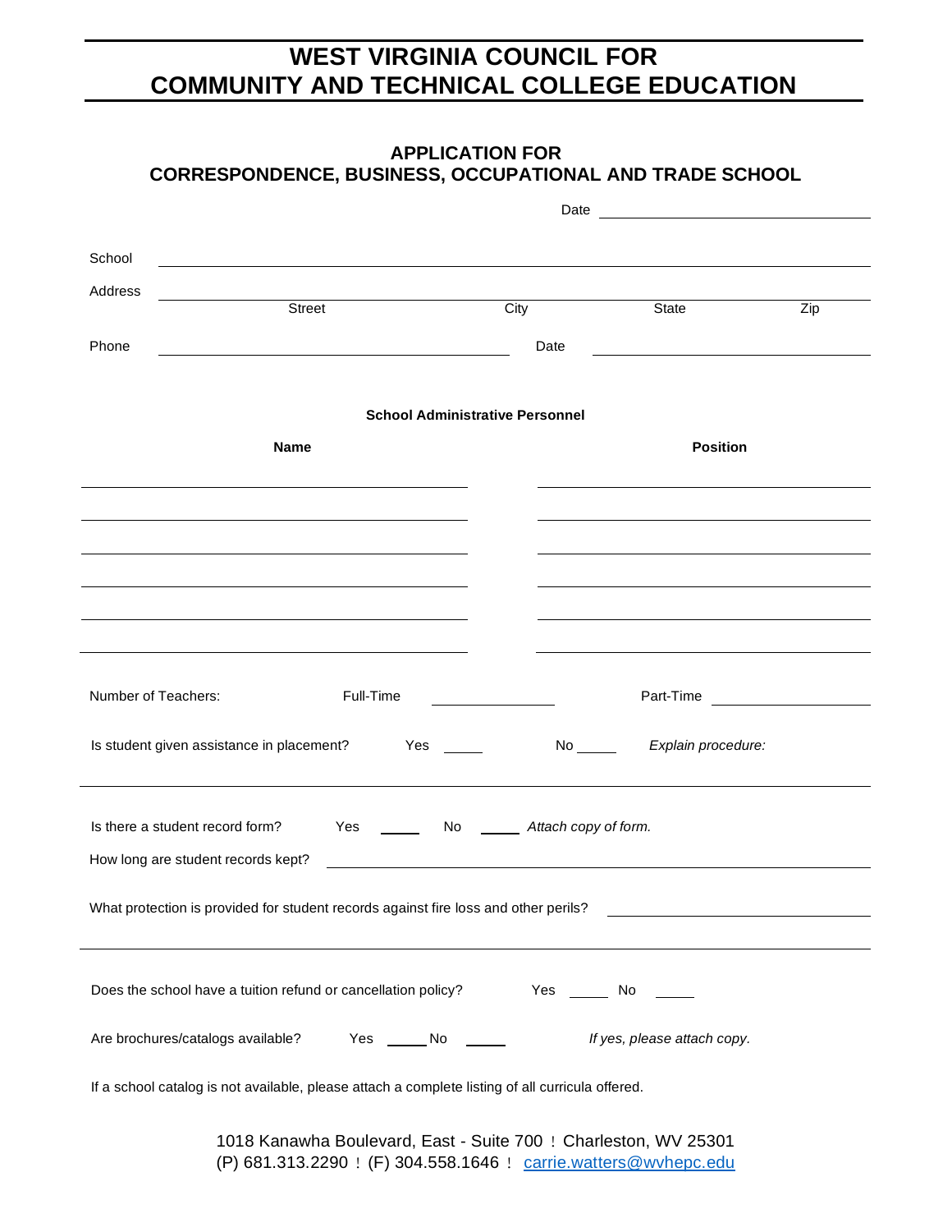# WEST VIRGINIA COUNCIL FOR COMMUNITY AND TECHNICAL COLLEGE EDUCATION

## APPLICATION FOR CORRESPONDENCE, BUSINESS, OCCUPATIONAL AND TRADE SCHOOL

Date ______________________________

School ______________________________________________________________

Address ______________________________________________________________
Street City State Zip

Phone ______________________________ Date ______________________________

**School Administrative Personnel**

| Name | Position |
|---|---|
| | |
| | |
| | |
| | |
| | |
| | |

Number of Teachers: Full-Time ____________ Part-Time ____________

Is student given assistance in placement? Yes _____ No _____ *Explain procedure:*

______________________________________________________________

Is there a student record form? Yes _____ No _____ *Attach copy of form.*

How long are student records kept? ______________________________________________________________

What protection is provided for student records against fire loss and other perils? ______________________________

______________________________________________________________

Does the school have a tuition refund or cancellation policy? Yes _____ No _____

Are brochures/catalogs available? Yes _____ No _____ *If yes, please attach copy.*

If a school catalog is not available, please attach a complete listing of all curricula offered.

1018 Kanawha Boulevard, East - Suite 700 ! Charleston, WV 25301
(P) 681.313.2290 ! (F) 304.558.1646 ! carrie.watters@wvhepc.edu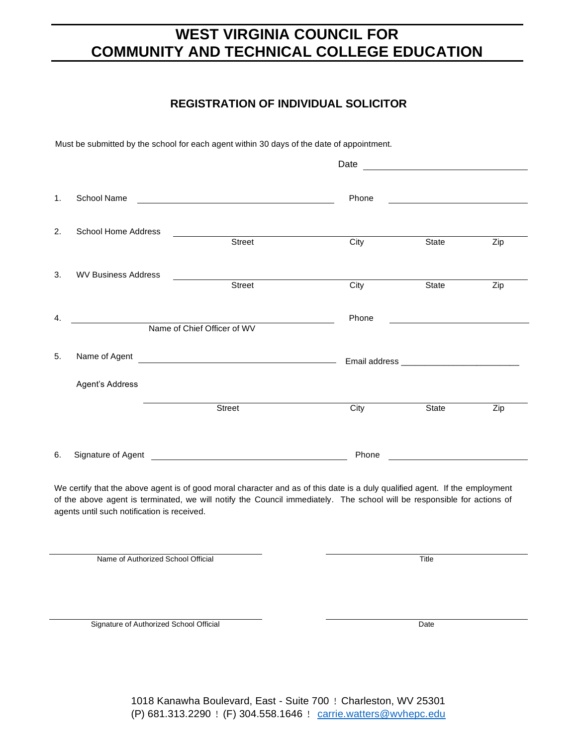# WEST VIRGINIA COUNCIL FOR COMMUNITY AND TECHNICAL COLLEGE EDUCATION

## REGISTRATION OF INDIVIDUAL SOLICITOR

Must be submitted by the school for each agent within 30 days of the date of appointment.

Date ______________________________

1. School Name ______________________________ Phone ____________________

2. School Home Address ______________________________________________
   Street City State Zip

3. WV Business Address ______________________________________________
   Street City State Zip

4. ______________________________ Phone ____________________
   Name of Chief Officer of WV

5. Name of Agent ______________________________ Email address ________________________

   Agent's Address
   ______________________________________________
   Street City State Zip

6. Signature of Agent ______________________________ Phone ____________________

We certify that the above agent is of good moral character and as of this date is a duly qualified agent. If the employment of the above agent is terminated, we will notify the Council immediately. The school will be responsible for actions of agents until such notification is received.

______________________________ ______________________________
Name of Authorized School Official Title

______________________________ ______________________________
Signature of Authorized School Official Date

1018 Kanawha Boulevard, East - Suite 700 ! Charleston, WV 25301
(P) 681.313.2290 ! (F) 304.558.1646 ! carrie.watters@wvhepc.edu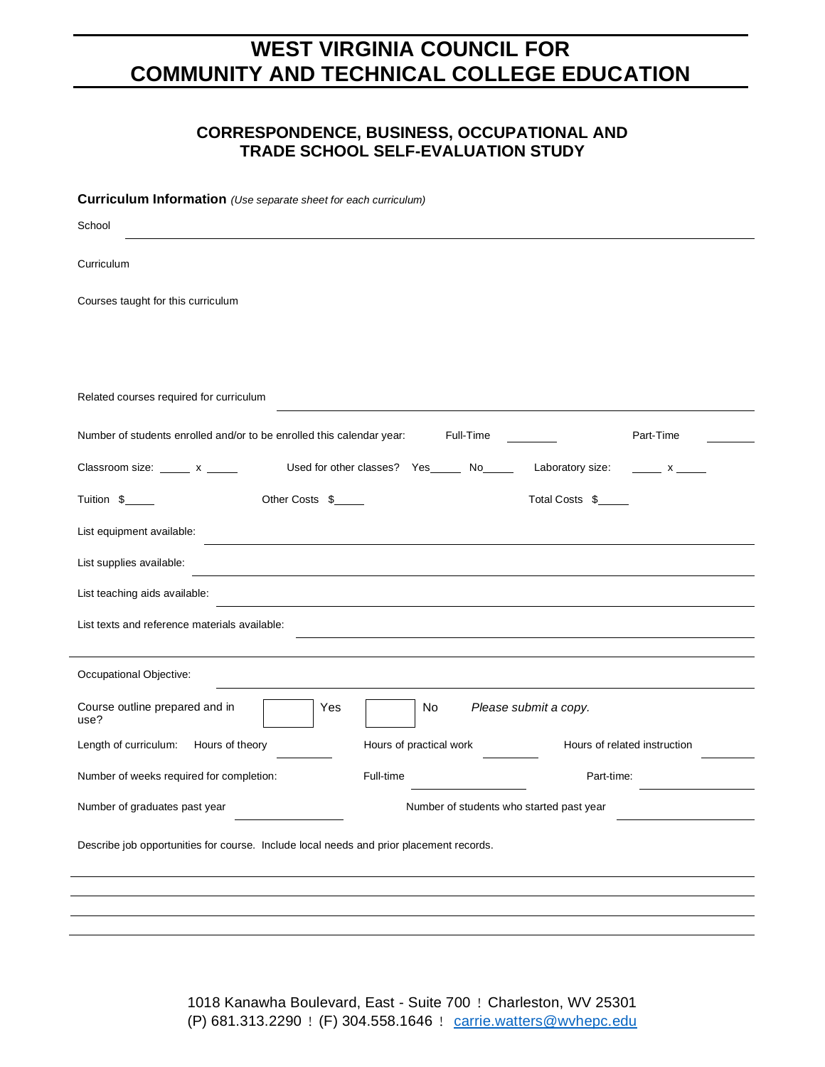# WEST VIRGINIA COUNCIL FOR COMMUNITY AND TECHNICAL COLLEGE EDUCATION

## CORRESPONDENCE, BUSINESS, OCCUPATIONAL AND TRADE SCHOOL SELF-EVALUATION STUDY

**Curriculum Information** *(Use separate sheet for each curriculum)*

School ______________________________________________

Curriculum

Courses taught for this curriculum

Related courses required for curriculum ______________________________________________

Number of students enrolled and/or to be enrolled this calendar year: Full-Time ________ Part-Time ________

Classroom size: _____ x _____ Used for other classes? Yes_____ No_____ Laboratory size: _____ x _____

Tuition $_____ Other Costs $_____ Total Costs $_____

List equipment available: ______________________________________________

List supplies available: ______________________________________________

List teaching aids available: ______________________________________________

List texts and reference materials available: ______________________________________________

______________________________________________

Occupational Objective: ______________________________________________

Course outline prepared and in use? ☐ Yes ☐ No *Please submit a copy.*

Length of curriculum: Hours of theory ________ Hours of practical work ________ Hours of related instruction ________

Number of weeks required for completion: Full-time ________________ Part-time: ________________

Number of graduates past year ________________ Number of students who started past year ________________

Describe job opportunities for course. Include local needs and prior placement records.

______________________________________________

______________________________________________

______________________________________________

______________________________________________

1018 Kanawha Boulevard, East - Suite 700 ! Charleston, WV 25301
(P) 681.313.2290 ! (F) 304.558.1646 ! carrie.watters@wvhepc.edu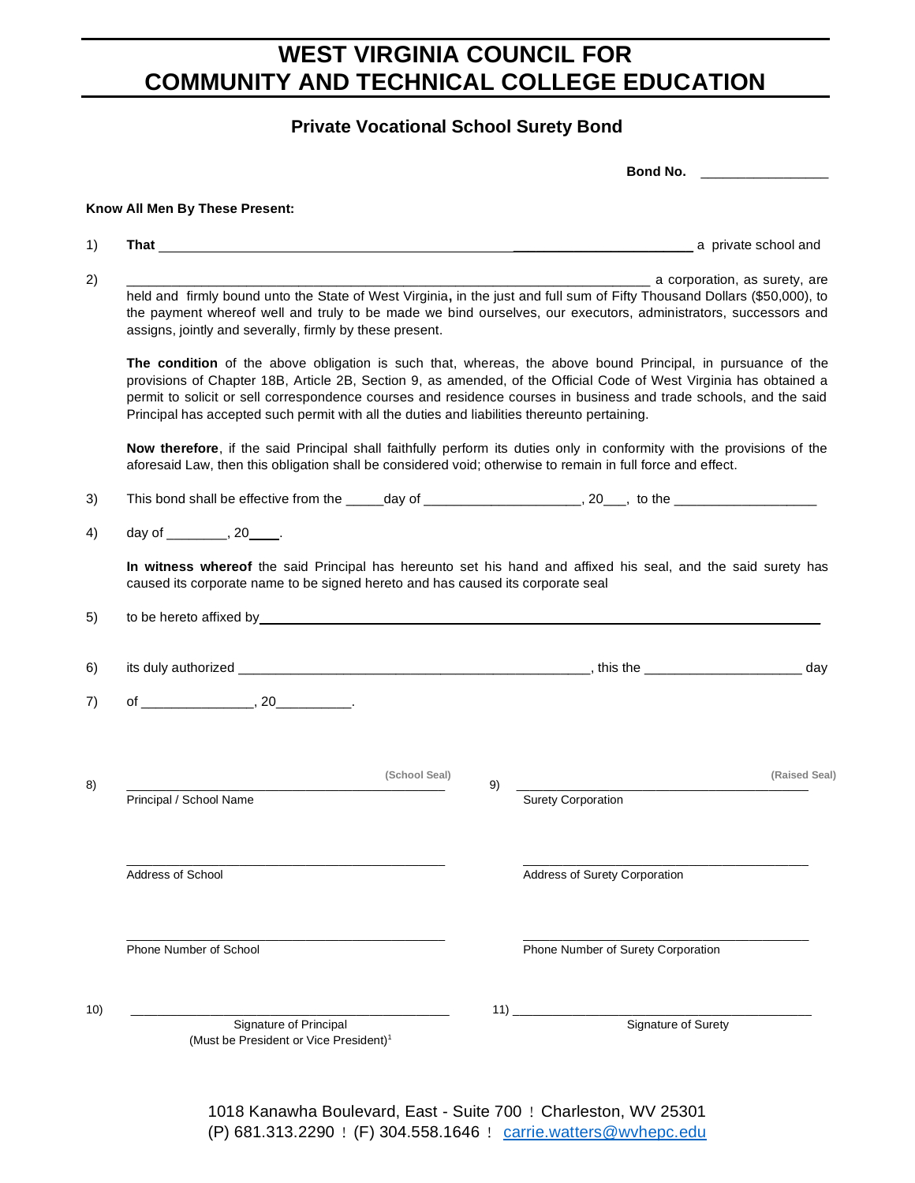# WEST VIRGINIA COUNCIL FOR COMMUNITY AND TECHNICAL COLLEGE EDUCATION

## Private Vocational School Surety Bond

**Bond No.** _________________

**Know All Men By These Present:**

1) **That** ______________________________________________________________________ a private school and

2) _____________________________________________________________________ a corporation, as surety, are held and firmly bound unto the State of West Virginia**,** in the just and full sum of Fifty Thousand Dollars ($50,000), to the payment whereof well and truly to be made we bind ourselves, our executors, administrators, successors and assigns, jointly and severally, firmly by these present.

**The condition** of the above obligation is such that, whereas, the above bound Principal, in pursuance of the provisions of Chapter 18B, Article 2B, Section 9, as amended, of the Official Code of West Virginia has obtained a permit to solicit or sell correspondence courses and residence courses in business and trade schools, and the said Principal has accepted such permit with all the duties and liabilities thereunto pertaining.

**Now therefore**, if the said Principal shall faithfully perform its duties only in conformity with the provisions of the aforesaid Law, then this obligation shall be considered void; otherwise to remain in full force and effect.

3) This bond shall be effective from the _____day of ____________________, 20___, to the __________________

4) day of ________, 20____.

**In witness whereof** the said Principal has hereunto set his hand and affixed his seal, and the said surety has caused its corporate name to be signed hereto and has caused its corporate seal

5) to be hereto affixed by_____________________________________________________________________

6) its duly authorized _______________________________________________, this the ____________________ day

7) of _______________, 20__________.

8) _____________________________________________ (School Seal)
Principal / School Name

_____________________________________________
Address of School

_____________________________________________
Phone Number of School

9) _____________________________________________ (Raised Seal)
Surety Corporation

_____________________________________________
Address of Surety Corporation

_____________________________________________
Phone Number of Surety Corporation

10) _____________________________________________
Signature of Principal
(Must be President or Vice President)[1]

11) _____________________________________________
Signature of Surety

1018 Kanawha Boulevard, East - Suite 700 ! Charleston, WV 25301
(P) 681.313.2290 ! (F) 304.558.1646 ! carrie.watters@wvhepc.edu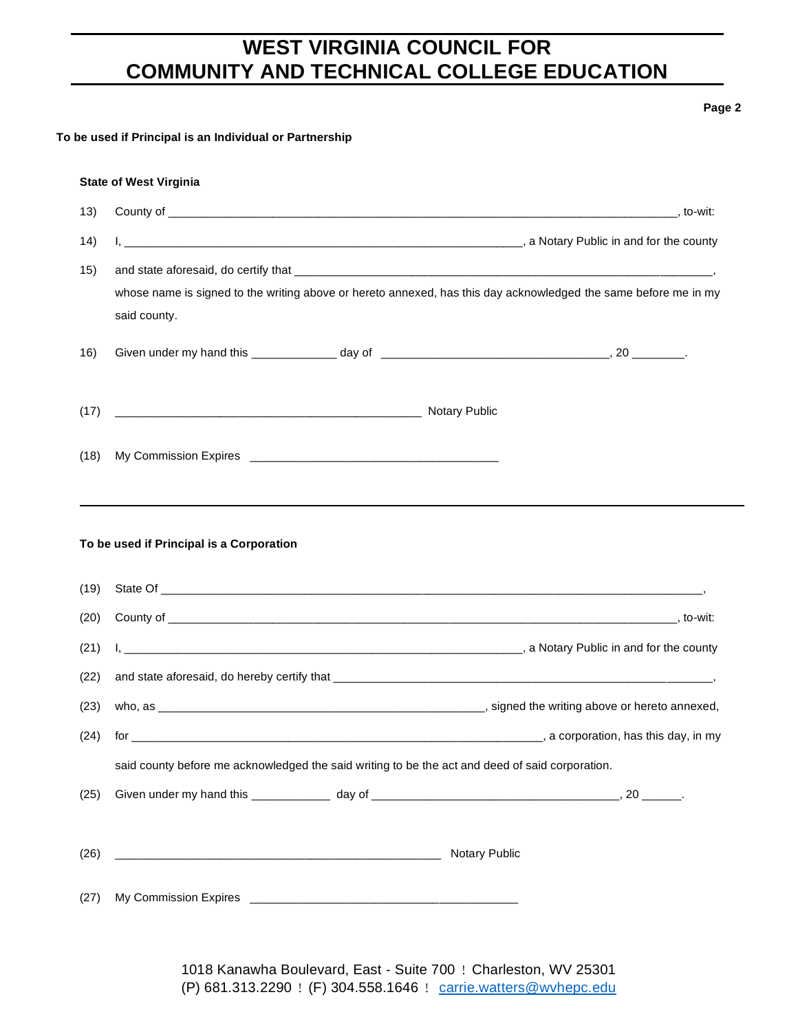# WEST VIRGINIA COUNCIL FOR COMMUNITY AND TECHNICAL COLLEGE EDUCATION

**To be used if Principal is an Individual or Partnership**

**State of West Virginia**

13) County of ______________________________________________________________________________, to-wit:

14) I, ____________________________________________________________, a Notary Public in and for the county

15) and state aforesaid, do certify that ______________________________________________________________________, whose name is signed to the writing above or hereto annexed, has this day acknowledged the same before me in my said county.

16) Given under my hand this _____________ day of ___________________________________, 20 ________.

(17) ______________________________________________ Notary Public

(18) My Commission Expires _____________________________________

---

**To be used if Principal is a Corporation**

(19) State Of _________________________________________________________________________________,

(20) County of ______________________________________________________________________________, to-wit:

(21) I, ____________________________________________________________, a Notary Public in and for the county

(22) and state aforesaid, do hereby certify that ______________________________________________________________,

(23) who, as ________________________________________________, signed the writing above or hereto annexed,

(24) for ______________________________________________________________, a corporation, has this day, in my said county before me acknowledged the said writing to be the act and deed of said corporation.

(25) Given under my hand this ____________ day of ______________________________________, 20 ______.

(26) _________________________________________________ Notary Public

(27) My Commission Expires ________________________________________

1018 Kanawha Boulevard, East - Suite 700 ! Charleston, WV 25301
(P) 681.313.2290 ! (F) 304.558.1646 ! carrie.watters@wvhepc.edu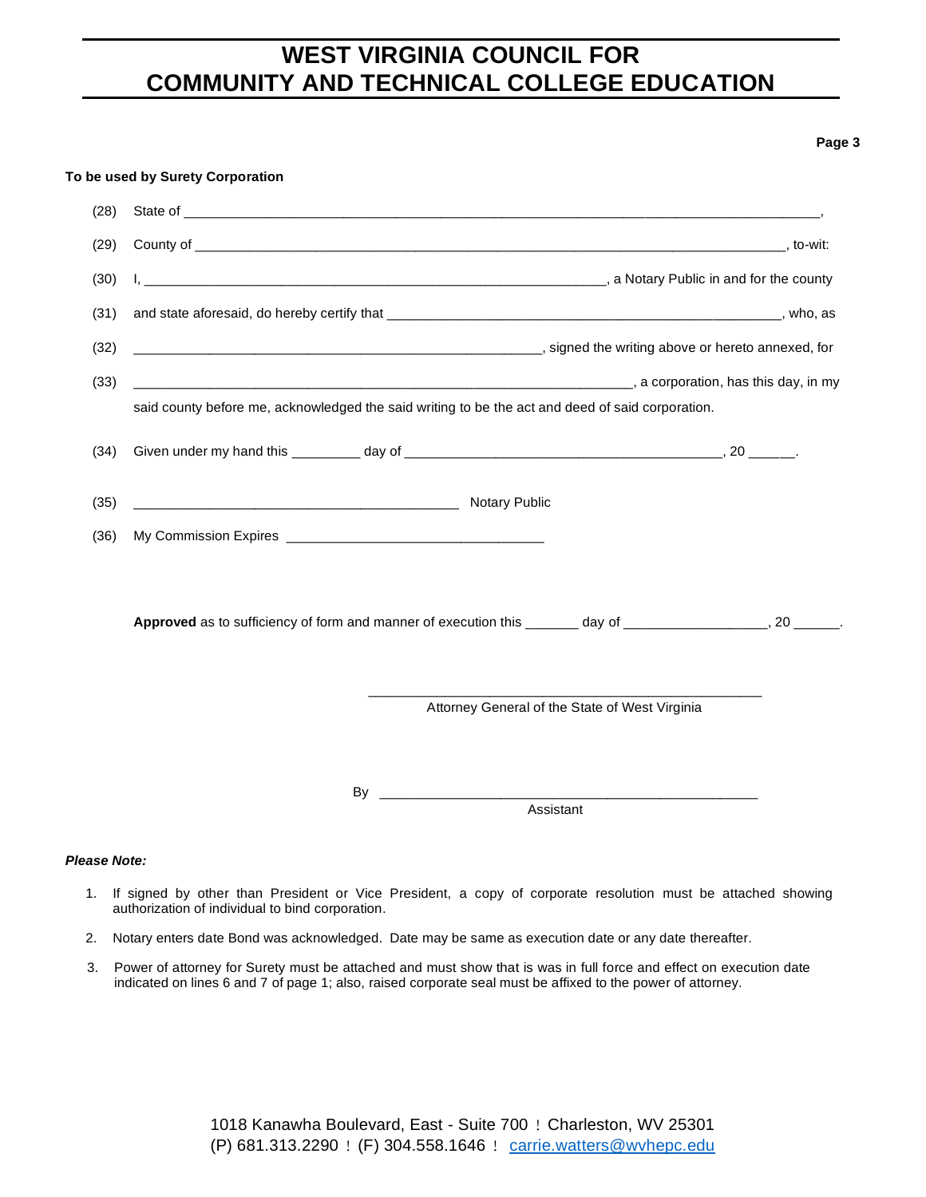**To be used by Surety Corporation**

(28) State of ____________________________________________________________________________,

(29) County of ______________________________________________________________________, to-wit:

(30) I, ___________________________________________________, a Notary Public in and for the county

(31) and state aforesaid, do hereby certify that ____________________________________________, who, as

(32) _______________________________________________, signed the writing above or hereto annexed, for

(33) ____________________________________________________________, a corporation, has this day, in my said county before me, acknowledged the said writing to be the act and deed of said corporation.

(34) Given under my hand this _________ day of ____________________________________, 20 ______.

(35) _______________________________________ Notary Public

(36) My Commission Expires _______________________________

**Approved** as to sufficiency of form and manner of execution this _______ day of __________________, 20 ______.

_______________________________________________
Attorney General of the State of West Virginia

By _______________________________________________
Assistant

***Please Note:***

1. If signed by other than President or Vice President, a copy of corporate resolution must be attached showing authorization of individual to bind corporation.
2. Notary enters date Bond was acknowledged. Date may be same as execution date or any date thereafter.
3. Power of attorney for Surety must be attached and must show that is was in full force and effect on execution date indicated on lines 6 and 7 of page 1; also, raised corporate seal must be affixed to the power of attorney.